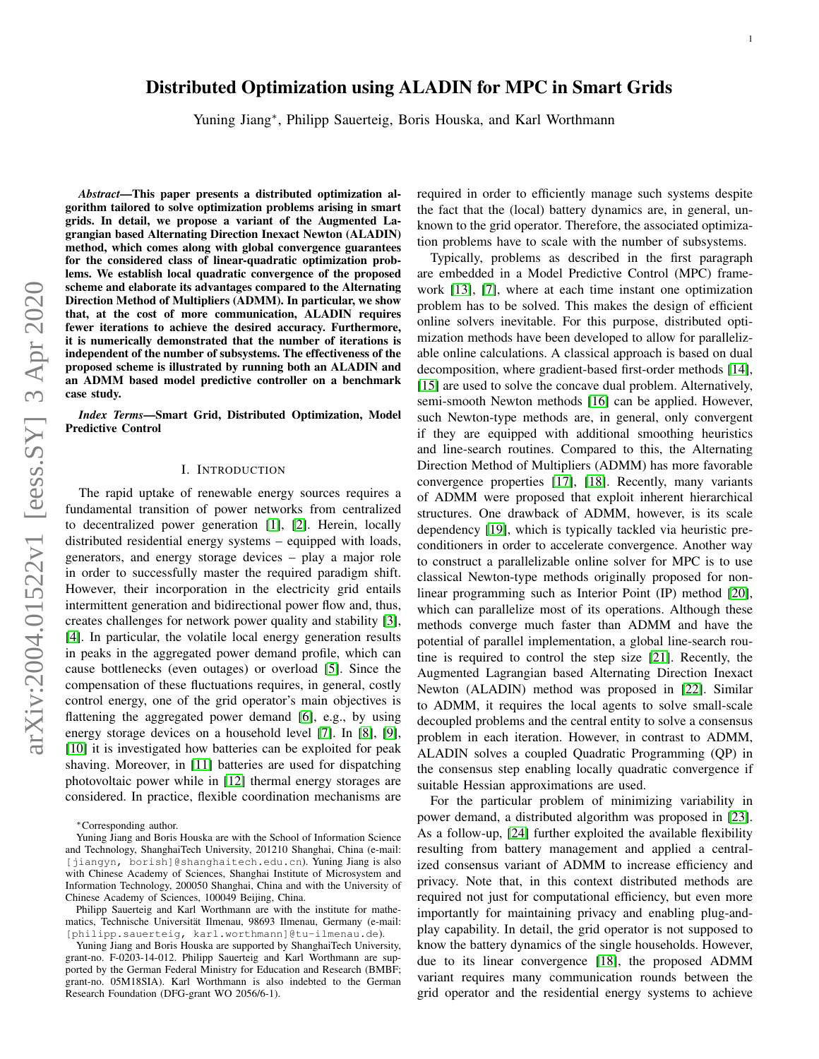# Distributed Optimization using ALADIN for MPC in Smart Grids

Yuning Jiang*, Philipp Sauerteig, Boris Houska, and Karl Worthmann

***Abstract*—This paper presents a distributed optimization algorithm tailored to solve optimization problems arising in smart grids. In detail, we propose a variant of the Augmented Lagrangian based Alternating Direction Inexact Newton (ALADIN) method, which comes along with global convergence guarantees for the considered class of linear-quadratic optimization problems. We establish local quadratic convergence of the proposed scheme and elaborate its advantages compared to the Alternating Direction Method of Multipliers (ADMM). In particular, we show that, at the cost of more communication, ALADIN requires fewer iterations to achieve the desired accuracy. Furthermore, it is numerically demonstrated that the number of iterations is independent of the number of subsystems. The effectiveness of the proposed scheme is illustrated by running both an ALADIN and an ADMM based model predictive controller on a benchmark case study.**

***Index Terms*—Smart Grid, Distributed Optimization, Model Predictive Control**

## I. Introduction

The rapid uptake of renewable energy sources requires a fundamental transition of power networks from centralized to decentralized power generation [1], [2]. Herein, locally distributed residential energy systems – equipped with loads, generators, and energy storage devices – play a major role in order to successfully master the required paradigm shift. However, their incorporation in the electricity grid entails intermittent generation and bidirectional power flow and, thus, creates challenges for network power quality and stability [3], [4]. In particular, the volatile local energy generation results in peaks in the aggregated power demand profile, which can cause bottlenecks (even outages) or overload [5]. Since the compensation of these fluctuations requires, in general, costly control energy, one of the grid operator's main objectives is flattening the aggregated power demand [6], e.g., by using energy storage devices on a household level [7]. In [8], [9], [10] it is investigated how batteries can be exploited for peak shaving. Moreover, in [11] batteries are used for dispatching photovoltaic power while in [12] thermal energy storages are considered. In practice, flexible coordination mechanisms are required in order to efficiently manage such systems despite the fact that the (local) battery dynamics are, in general, unknown to the grid operator. Therefore, the associated optimization problems have to scale with the number of subsystems.

Typically, problems as described in the first paragraph are embedded in a Model Predictive Control (MPC) framework [13], [7], where at each time instant one optimization problem has to be solved. This makes the design of efficient online solvers inevitable. For this purpose, distributed optimization methods have been developed to allow for parallelizable online calculations. A classical approach is based on dual decomposition, where gradient-based first-order methods [14], [15] are used to solve the concave dual problem. Alternatively, semi-smooth Newton methods [16] can be applied. However, such Newton-type methods are, in general, only convergent if they are equipped with additional smoothing heuristics and line-search routines. Compared to this, the Alternating Direction Method of Multipliers (ADMM) has more favorable convergence properties [17], [18]. Recently, many variants of ADMM were proposed that exploit inherent hierarchical structures. One drawback of ADMM, however, is its scale dependency [19], which is typically tackled via heuristic preconditioners in order to accelerate convergence. Another way to construct a parallelizable online solver for MPC is to use classical Newton-type methods originally proposed for nonlinear programming such as Interior Point (IP) method [20], which can parallelize most of its operations. Although these methods converge much faster than ADMM and have the potential of parallel implementation, a global line-search routine is required to control the step size [21]. Recently, the Augmented Lagrangian based Alternating Direction Inexact Newton (ALADIN) method was proposed in [22]. Similar to ADMM, it requires the local agents to solve small-scale decoupled problems and the central entity to solve a consensus problem in each iteration. However, in contrast to ADMM, ALADIN solves a coupled Quadratic Programming (QP) in the consensus step enabling locally quadratic convergence if suitable Hessian approximations are used.

For the particular problem of minimizing variability in power demand, a distributed algorithm was proposed in [23]. As a follow-up, [24] further exploited the available flexibility resulting from battery management and applied a centralized consensus variant of ADMM to increase efficiency and privacy. Note that, in this context distributed methods are required not just for computational efficiency, but even more importantly for maintaining privacy and enabling plug-and-play capability. In detail, the grid operator is not supposed to know the battery dynamics of the single households. However, due to its linear convergence [18], the proposed ADMM variant requires many communication rounds between the grid operator and the residential energy systems to achieve

*Corresponding author.

Yuning Jiang and Boris Houska are with the School of Information Science and Technology, ShanghaiTech University, 201210 Shanghai, China (e-mail: [jiangyn, borish]@shanghaitech.edu.cn). Yuning Jiang is also with Chinese Academy of Sciences, Shanghai Institute of Microsystem and Information Technology, 200050 Shanghai, China and with the University of Chinese Academy of Sciences, 100049 Beijing, China.

Philipp Sauerteig and Karl Worthmann are with the institute for mathematics, Technische Universität Ilmenau, 98693 Ilmenau, Germany (e-mail: [philipp.sauerteig, karl.worthmann]@tu-ilmenau.de).

Yuning Jiang and Boris Houska are supported by ShanghaiTech University, grant-no. F-0203-14-012. Philipp Sauerteig and Karl Worthmann are supported by the German Federal Ministry for Education and Research (BMBF; grant-no. 05M18SIA). Karl Worthmann is also indebted to the German Research Foundation (DFG-grant WO 2056/6-1).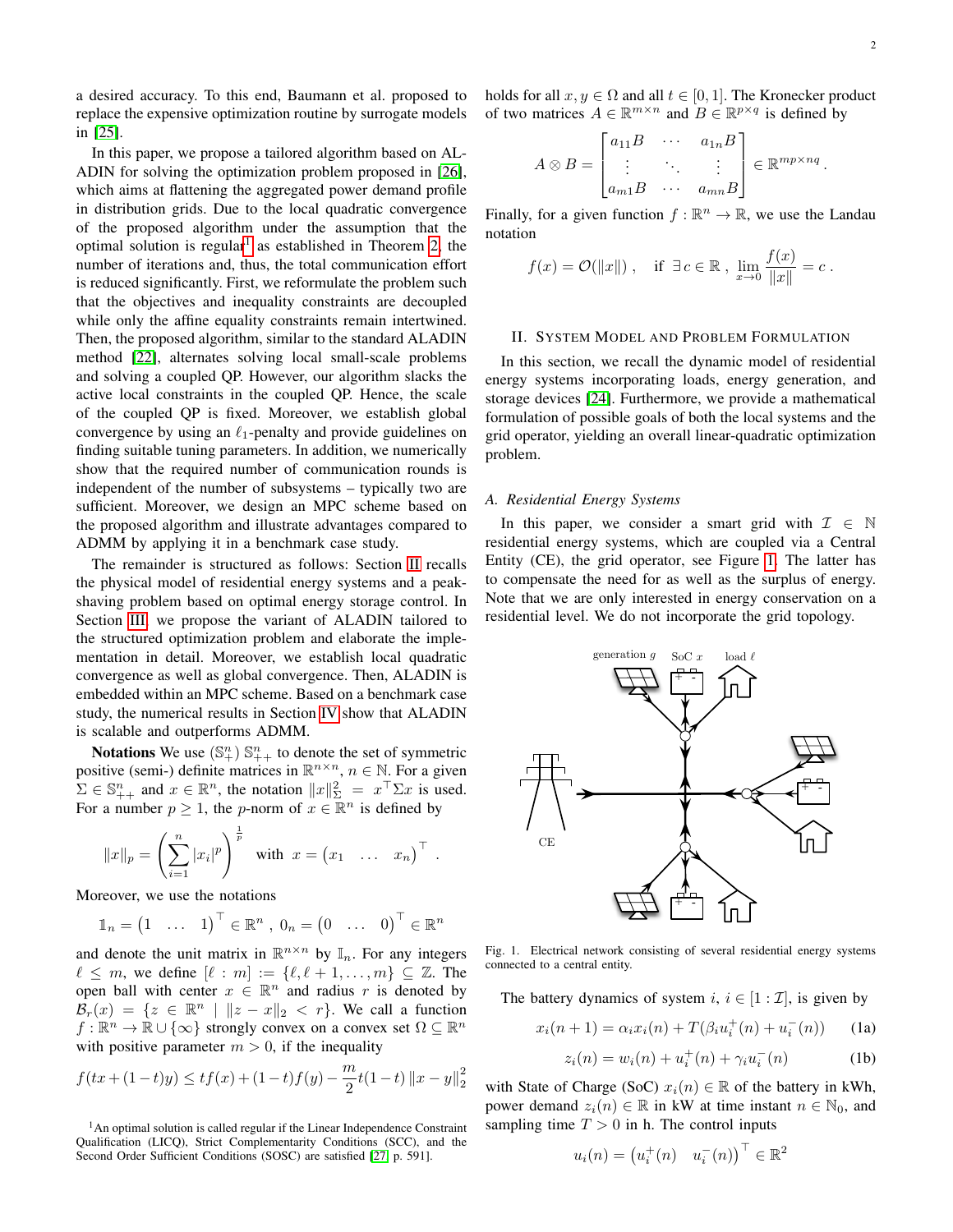a desired accuracy. To this end, Baumann et al. proposed to replace the expensive optimization routine by surrogate models in [25].

In this paper, we propose a tailored algorithm based on ALADIN for solving the optimization problem proposed in [26], which aims at flattening the aggregated power demand profile in distribution grids. Due to the local quadratic convergence of the proposed algorithm under the assumption that the optimal solution is regular[1] as established in Theorem 2, the number of iterations and, thus, the total communication effort is reduced significantly. First, we reformulate the problem such that the objectives and inequality constraints are decoupled while only the affine equality constraints remain intertwined. Then, the proposed algorithm, similar to the standard ALADIN method [22], alternates solving local small-scale problems and solving a coupled QP. However, our algorithm slacks the active local constraints in the coupled QP. Hence, the scale of the coupled QP is fixed. Moreover, we establish global convergence by using an $\ell_1$-penalty and provide guidelines on finding suitable tuning parameters. In addition, we numerically show that the required number of communication rounds is independent of the number of subsystems – typically two are sufficient. Moreover, we design an MPC scheme based on the proposed algorithm and illustrate advantages compared to ADMM by applying it in a benchmark case study.

The remainder is structured as follows: Section II recalls the physical model of residential energy systems and a peak-shaving problem based on optimal energy storage control. In Section III, we propose the variant of ALADIN tailored to the structured optimization problem and elaborate the implementation in detail. Moreover, we establish local quadratic convergence as well as global convergence. Then, ALADIN is embedded within an MPC scheme. Based on a benchmark case study, the numerical results in Section IV show that ALADIN is scalable and outperforms ADMM.

**Notations** We use ($\mathbb{S}^n_+$) $\mathbb{S}^n_{++}$ to denote the set of symmetric positive (semi-) definite matrices in $\mathbb{R}^{n\times n}$, $n \in \mathbb{N}$. For a given $\Sigma \in \mathbb{S}^n_{++}$ and $x \in \mathbb{R}^n$, the notation $\|x\|^2_\Sigma = x^\top \Sigma x$ is used. For a number $p \geq 1$, the $p$-norm of $x \in \mathbb{R}^n$ is defined by

$$\|x\|_p = \left(\sum_{i=1}^{n} |x_i|^p\right)^{\frac{1}{p}} \quad \text{with} \quad x = \begin{pmatrix} x_1 & \dots & x_n \end{pmatrix}^\top .$$

Moreover, we use the notations

$$\mathbb{1}_n = \begin{pmatrix} 1 & \dots & 1 \end{pmatrix}^\top \in \mathbb{R}^n, \; 0_n = \begin{pmatrix} 0 & \dots & 0 \end{pmatrix}^\top \in \mathbb{R}^n$$

and denote the unit matrix in $\mathbb{R}^{n\times n}$ by $\mathbb{I}_n$. For any integers $\ell \leq m$, we define $[\ell : m] := \{\ell, \ell+1, \dots, m\} \subseteq \mathbb{Z}$. The open ball with center $x \in \mathbb{R}^n$ and radius $r$ is denoted by $\mathcal{B}_r(x) = \{z \in \mathbb{R}^n \mid \|z - x\|_2 < r\}$. We call a function $f : \mathbb{R}^n \to \mathbb{R} \cup \{\infty\}$ strongly convex on a convex set $\Omega \subseteq \mathbb{R}^n$ with positive parameter $m > 0$, if the inequality

$$f(tx + (1-t)y) \leq tf(x) + (1-t)f(y) - \frac{m}{2} t(1-t)\,\|x-y\|_2^2$$

holds for all $x, y \in \Omega$ and all $t \in [0, 1]$. The Kronecker product of two matrices $A \in \mathbb{R}^{m\times n}$ and $B \in \mathbb{R}^{p\times q}$ is defined by

$$A \otimes B = \begin{bmatrix} a_{11}B & \cdots & a_{1n}B \\ \vdots & \ddots & \vdots \\ a_{m1}B & \cdots & a_{mn}B \end{bmatrix} \in \mathbb{R}^{mp\times nq}.$$

Finally, for a given function $f : \mathbb{R}^n \to \mathbb{R}$, we use the Landau notation

$$f(x) = \mathcal{O}(\|x\|)\,, \quad \text{if } \exists\, c \in \mathbb{R}\,,\; \lim_{x\to 0} \frac{f(x)}{\|x\|} = c\,.$$

[1] An optimal solution is called regular if the Linear Independence Constraint Qualification (LICQ), Strict Complementarity Conditions (SCC), and the Second Order Sufficient Conditions (SOSC) are satisfied [27, p. 591].

## II. System Model and Problem Formulation

In this section, we recall the dynamic model of residential energy systems incorporating loads, energy generation, and storage devices [24]. Furthermore, we provide a mathematical formulation of possible goals of both the local systems and the grid operator, yielding an overall linear-quadratic optimization problem.

### A. Residential Energy Systems

In this paper, we consider a smart grid with $\mathcal{I} \in \mathbb{N}$ residential energy systems, which are coupled via a Central Entity (CE), the grid operator, see Figure 1. The latter has to compensate the need for as well as the surplus of energy. Note that we are only interested in energy conservation on a residential level. We do not incorporate the grid topology.

Fig. 1. Electrical network consisting of several residential energy systems connected to a central entity.

The battery dynamics of system $i$, $i \in [1 : \mathcal{I}]$, is given by

$$x_i(n+1) = \alpha_i x_i(n) + T(\beta_i u_i^+(n) + u_i^-(n)) \tag{1a}$$

$$z_i(n) = w_i(n) + u_i^+(n) + \gamma_i u_i^-(n) \tag{1b}$$

with State of Charge (SoC) $x_i(n) \in \mathbb{R}$ of the battery in kWh, power demand $z_i(n) \in \mathbb{R}$ in kW at time instant $n \in \mathbb{N}_0$, and sampling time $T > 0$ in h. The control inputs

$$u_i(n) = \begin{pmatrix} u_i^+(n) & u_i^-(n) \end{pmatrix}^\top \in \mathbb{R}^2$$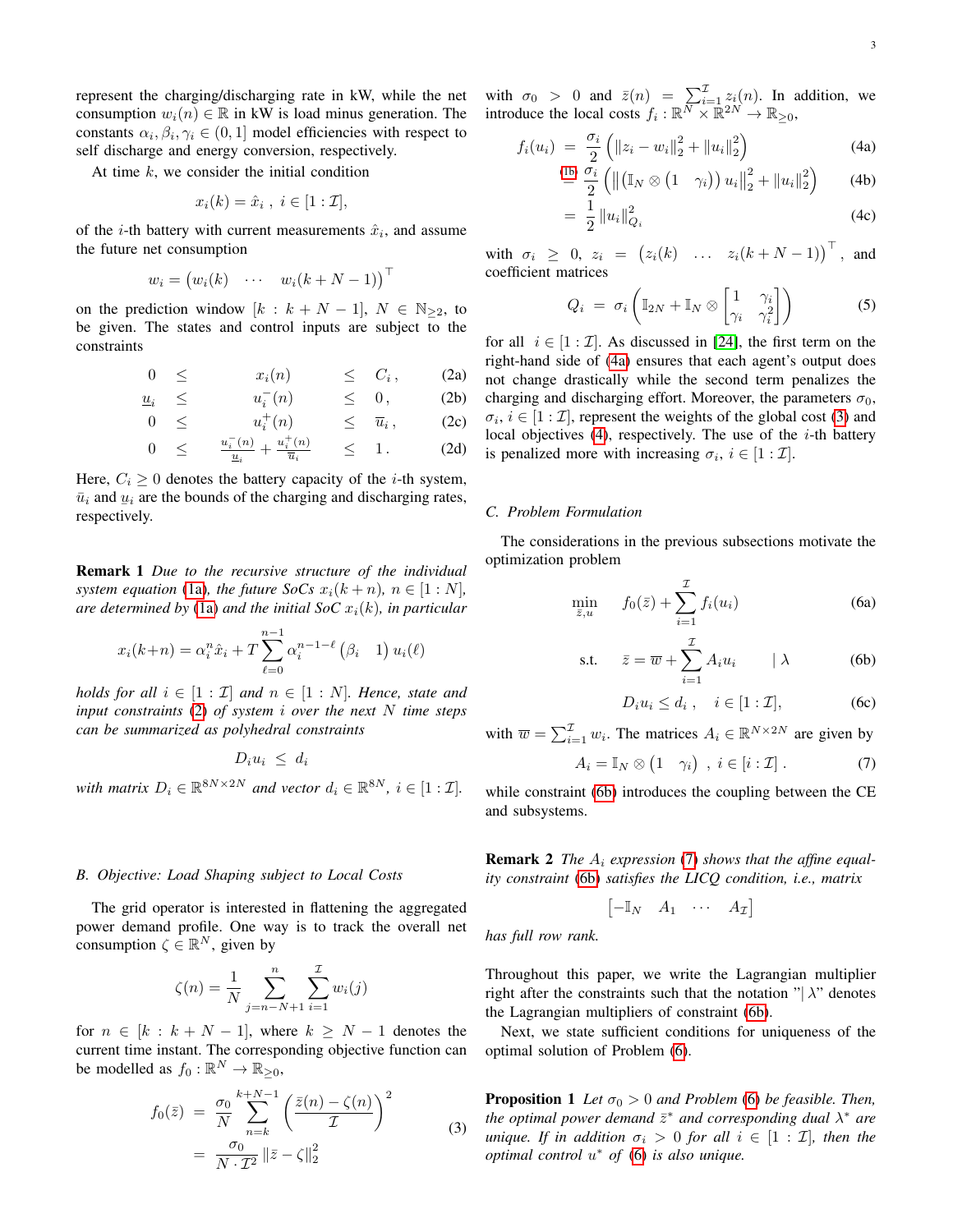represent the charging/discharging rate in kW, while the net consumption $w_i(n) \in \mathbb{R}$ in kW is load minus generation. The constants $\alpha_i, \beta_i, \gamma_i \in (0, 1]$ model efficiencies with respect to self discharge and energy conversion, respectively.

At time $k$, we consider the initial condition

$$x_i(k) = \hat{x}_i \ , \ i \in [1 : \mathcal{I}],$$

of the $i$-th battery with current measurements $\hat{x}_i$, and assume the future net consumption

$$w_i = \begin{pmatrix} w_i(k) & \cdots & w_i(k + N - 1) \end{pmatrix}^\top$$

on the prediction window $[k : k + N - 1]$, $N \in \mathbb{N}_{\geq 2}$, to be given. The states and control inputs are subject to the constraints

$$
\begin{aligned}
0 \ &\leq & x_i(n) \ &\leq \ C_i \, , && \text{(2a)}\\
\underline{u}_i \ &\leq & u_i^-(n) \ &\leq \ 0 \, , && \text{(2b)}\\
0 \ &\leq & u_i^+(n) \ &\leq \ \overline{u}_i \, , && \text{(2c)}\\
0 \ &\leq & \tfrac{u_i^-(n)}{\underline{u}_i} + \tfrac{u_i^+(n)}{\overline{u}_i} \ &\leq \ 1 \, . && \text{(2d)}
\end{aligned}
$$

Here, $C_i \geq 0$ denotes the battery capacity of the $i$-th system, $\bar{u}_i$ and $\underline{u}_i$ are the bounds of the charging and discharging rates, respectively.

**Remark 1** *Due to the recursive structure of the individual system equation (1a), the future SoCs $x_i(k + n)$, $n \in [1 : N]$, are determined by (1a) and the initial SoC $x_i(k)$, in particular*

$$x_i(k+n) = \alpha_i^n \hat{x}_i + T \sum_{\ell=0}^{n-1} \alpha_i^{n-1-\ell} \begin{pmatrix} \beta_i & 1 \end{pmatrix} u_i(\ell)$$

*holds for all $i \in [1 : \mathcal{I}]$ and $n \in [1 : N]$. Hence, state and input constraints (2) of system $i$ over the next $N$ time steps can be summarized as polyhedral constraints*

$$D_i u_i \ \leq \ d_i$$

*with matrix $D_i \in \mathbb{R}^{8N \times 2N}$ and vector $d_i \in \mathbb{R}^{8N}$, $i \in [1 : \mathcal{I}]$.*

### B. Objective: Load Shaping subject to Local Costs

The grid operator is interested in flattening the aggregated power demand profile. One way is to track the overall net consumption $\zeta \in \mathbb{R}^N$, given by

$$\zeta(n) = \frac{1}{N} \sum_{j=n-N+1}^{n} \sum_{i=1}^{\mathcal{I}} w_i(j)$$

for $n \in [k : k + N - 1]$, where $k \geq N - 1$ denotes the current time instant. The corresponding objective function can be modelled as $f_0 : \mathbb{R}^N \to \mathbb{R}_{\geq 0}$,

$$
\begin{aligned}
f_0(\bar{z}) \ &= \ \frac{\sigma_0}{N} \sum_{n=k}^{k+N-1} \left( \frac{\bar{z}(n) - \zeta(n)}{\mathcal{I}} \right)^2 \\
&= \ \frac{\sigma_0}{N \cdot \mathcal{I}^2} \left\| \bar{z} - \zeta \right\|_2^2
\end{aligned}
\qquad (3)
$$

with $\sigma_0 > 0$ and $\bar{z}(n) = \sum_{i=1}^{\mathcal{I}} z_i(n)$. In addition, we introduce the local costs $f_i : \mathbb{R}^N \times \mathbb{R}^{2N} \to \mathbb{R}_{\geq 0}$,

$$
\begin{aligned}
f_i(u_i) \ &= \ \frac{\sigma_i}{2} \left( \|z_i - w_i\|_2^2 + \|u_i\|_2^2 \right) && \text{(4a)}\\
&\overset{\text{(1b)}}{=} \ \frac{\sigma_i}{2} \left( \left\| \left( \mathbb{I}_N \otimes \begin{pmatrix} 1 & \gamma_i \end{pmatrix} \right) u_i \right\|_2^2 + \|u_i\|_2^2 \right) && \text{(4b)}\\
&= \ \frac{1}{2} \|u_i\|_{Q_i}^2 && \text{(4c)}
\end{aligned}
$$

with $\sigma_i \geq 0$, $z_i = \begin{pmatrix} z_i(k) & \ldots & z_i(k + N - 1) \end{pmatrix}^\top$, and coefficient matrices

$$Q_i \ = \ \sigma_i \left( \mathbb{I}_{2N} + \mathbb{I}_N \otimes \begin{bmatrix} 1 & \gamma_i \\ \gamma_i & \gamma_i^2 \end{bmatrix} \right) \qquad (5)$$

for all $i \in [1 : \mathcal{I}]$. As discussed in [24], the first term on the right-hand side of (4a) ensures that each agent's output does not change drastically while the second term penalizes the charging and discharging effort. Moreover, the parameters $\sigma_0$, $\sigma_i$, $i \in [1 : \mathcal{I}]$, represent the weights of the global cost (3) and local objectives (4), respectively. The use of the $i$-th battery is penalized more with increasing $\sigma_i$, $i \in [1 : \mathcal{I}]$.

### C. Problem Formulation

The considerations in the previous subsections motivate the optimization problem

$$\min_{\bar{z}, u} \quad f_0(\bar{z}) + \sum_{i=1}^{\mathcal{I}} f_i(u_i) \qquad \text{(6a)}$$

$$\text{s.t.} \quad \bar{z} = \overline{w} + \sum_{i=1}^{\mathcal{I}} A_i u_i \qquad \mid \lambda \qquad \text{(6b)}$$

$$D_i u_i \leq d_i \ , \quad i \in [1 : \mathcal{I}], \qquad \text{(6c)}$$

with $\overline{w} = \sum_{i=1}^{\mathcal{I}} w_i$. The matrices $A_i \in \mathbb{R}^{N \times 2N}$ are given by

$$A_i = \mathbb{I}_N \otimes \begin{pmatrix} 1 & \gamma_i \end{pmatrix} \ , \ i \in [i : \mathcal{I}] \, . \qquad (7)$$

while constraint (6b) introduces the coupling between the CE and subsystems.

**Remark 2** *The $A_i$ expression (7) shows that the affine equality constraint (6b) satisfies the LICQ condition, i.e., matrix*

$$\begin{bmatrix} -\mathbb{I}_N & A_1 & \cdots & A_{\mathcal{I}} \end{bmatrix}$$

*has full row rank.*

Throughout this paper, we write the Lagrangian multiplier right after the constraints such that the notation "$\mid \lambda$" denotes the Lagrangian multipliers of constraint (6b).

Next, we state sufficient conditions for uniqueness of the optimal solution of Problem (6).

**Proposition 1** *Let $\sigma_0 > 0$ and Problem (6) be feasible. Then, the optimal power demand $\bar{z}^*$ and corresponding dual $\lambda^*$ are unique. If in addition $\sigma_i > 0$ for all $i \in [1 : \mathcal{I}]$, then the optimal control $u^*$ of (6) is also unique.*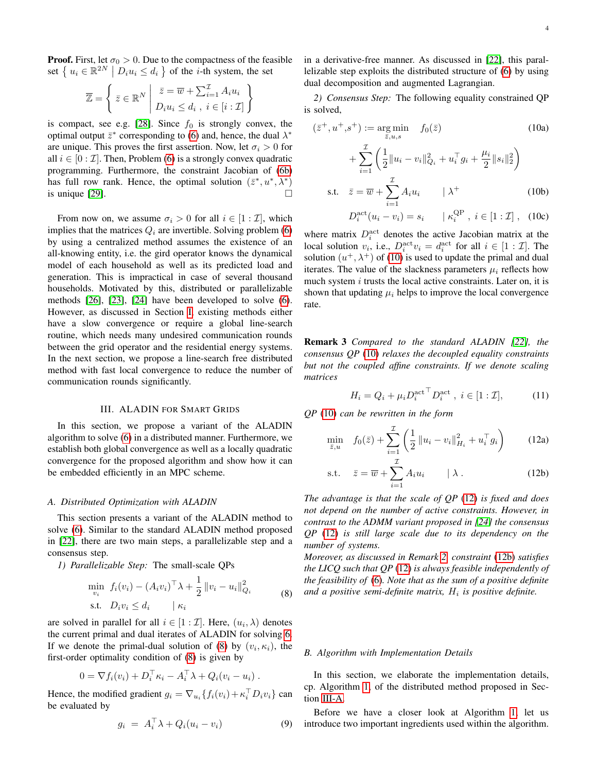**Proof.** First, let $\sigma_0 > 0$. Due to the compactness of the feasible set $\left\{ u_i \in \mathbb{R}^{2N} \mid D_i u_i \le d_i \right\}$ of the $i$-th system, the set

$$\overline{\mathbb{Z}} = \left\{ \bar{z} \in \mathbb{R}^N \;\middle|\; \begin{array}{l} \bar{z} = \overline{w} + \sum_{i=1}^{\mathcal{I}} A_i u_i \\ D_i u_i \le d_i \;,\; i \in [i : \mathcal{I}] \end{array} \right\}$$

is compact, see e.g. [28]. Since $f_0$ is strongly convex, the optimal output $\bar{z}^*$ corresponding to (6) and, hence, the dual $\lambda^*$ are unique. This proves the first assertion. Now, let $\sigma_i > 0$ for all $i \in [0 : \mathcal{I}]$. Then, Problem (6) is a strongly convex quadratic programming. Furthermore, the constraint Jacobian of (6b) has full row rank. Hence, the optimal solution $(\bar{z}^*, u^*, \lambda^*)$ is unique [29]. □

From now on, we assume $\sigma_i > 0$ for all $i \in [1 : \mathcal{I}]$, which implies that the matrices $Q_i$ are invertible. Solving problem (6) by using a centralized method assumes the existence of an all-knowing entity, i.e. the gird operator knows the dynamical model of each household as well as its predicted load and generation. This is impractical in case of several thousand households. Motivated by this, distributed or parallelizable methods [26], [23], [24] have been developed to solve (6). However, as discussed in Section I, existing methods either have a slow convergence or require a global line-search routine, which needs many undesired communication rounds between the grid operator and the residential energy systems. In the next section, we propose a line-search free distributed method with fast local convergence to reduce the number of communication rounds significantly.

## III. ALADIN for Smart Grids

In this section, we propose a variant of the ALADIN algorithm to solve (6) in a distributed manner. Furthermore, we establish both global convergence as well as a locally quadratic convergence for the proposed algorithm and show how it can be embedded efficiently in an MPC scheme.

### A. Distributed Optimization with ALADIN

This section presents a variant of the ALADIN method to solve (6). Similar to the standard ALADIN method proposed in [22], there are two main steps, a parallelizable step and a consensus step.

*1) Parallelizable Step:* The small-scale QPs

$$\begin{aligned} \min_{v_i} \;\; & f_i(v_i) - (A_i v_i)^\top \lambda + \frac{1}{2}\left\| v_i - u_i \right\|_{Q_i}^2 \\ \text{s.t.} \;\; & D_i v_i \le d_i \qquad \mid \kappa_i \end{aligned} \tag{8}$$

are solved in parallel for all $i \in [1 : \mathcal{I}]$. Here, $(u_i, \lambda)$ denotes the current primal and dual iterates of ALADIN for solving 6. If we denote the primal-dual solution of (8) by $(v_i, \kappa_i)$, the first-order optimality condition of (8) is given by

$$0 = \nabla f_i(v_i) + D_i^\top \kappa_i - A_i^\top \lambda + Q_i(v_i - u_i) \; .$$

Hence, the modified gradient $g_i = \nabla_{u_i}\{f_i(v_i) + \kappa_i^\top D_i v_i\}$ can be evaluated by

$$g_i \;=\; A_i^\top \lambda + Q_i(u_i - v_i) \tag{9}$$

in a derivative-free manner. As discussed in [22], this parallelizable step exploits the distributed structure of (6) by using dual decomposition and augmented Lagrangian.

*2) Consensus Step:* The following equality constrained QP is solved,

$$(\bar{z}^+, u^+, s^+) := \underset{\bar{z},u,s}{\arg\min} \quad f_0(\bar{z}) \tag{10a}$$

$$+ \sum_{i=1}^{\mathcal{I}} \left( \frac{1}{2}\|u_i - v_i\|_{Q_i}^2 + u_i^\top g_i + \frac{\mu_i}{2}\|s_i\|_2^2 \right)$$

$$\text{s.t.} \quad \bar{z} = \overline{w} + \sum_{i=1}^{\mathcal{I}} A_i u_i \qquad \mid \lambda^+ \tag{10b}$$

$$D_i^{\text{act}}(u_i - v_i) = s_i \qquad \mid \kappa_i^{\text{QP}} \;,\; i \in [1 : \mathcal{I}] \;, \tag{10c}$$

where matrix $D_i^{\text{act}}$ denotes the active Jacobian matrix at the local solution $v_i$, i.e., $D_i^{\text{act}} v_i = d_i^{\text{act}}$ for all $i \in [1 : \mathcal{I}]$. The solution $(u^+, \lambda^+)$ of (10) is used to update the primal and dual iterates. The value of the slackness parameters $\mu_i$ reflects how much system $i$ trusts the local active constraints. Later on, it is shown that updating $\mu_i$ helps to improve the local convergence rate.

**Remark 3** *Compared to the standard ALADIN [22], the consensus QP (10) relaxes the decoupled equality constraints but not the coupled affine constraints. If we denote scaling matrices*

$$H_i = Q_i + \mu_i {D_i^{\text{act}}}^\top D_i^{\text{act}} \;,\; i \in [1 : \mathcal{I}], \tag{11}$$

*QP (10) can be rewritten in the form*

$$\min_{\bar{z},u} \quad f_0(\bar{z}) + \sum_{i=1}^{\mathcal{I}} \left( \frac{1}{2}\left\| u_i - v_i \right\|_{H_i}^2 + u_i^\top g_i \right) \tag{12a}$$

$$\text{s.t.} \quad \bar{z} = \overline{w} + \sum_{i=1}^{\mathcal{I}} A_i u_i \qquad \mid \lambda \, . \tag{12b}$$

*The advantage is that the scale of QP (12) is fixed and does not depend on the number of active constraints. However, in contrast to the ADMM variant proposed in [24] the consensus QP (12) is still large scale due to its dependency on the number of systems.*

*Moreover, as discussed in Remark 2, constraint (12b) satisfies the LICQ such that QP (12) is always feasible independently of the feasibility of (6). Note that as the sum of a positive definite and a positive semi-definite matrix, $H_i$ is positive definite.*

### B. Algorithm with Implementation Details

In this section, we elaborate the implementation details, cp. Algorithm 1, of the distributed method proposed in Section III-A.

Before we have a closer look at Algorithm 1, let us introduce two important ingredients used within the algorithm.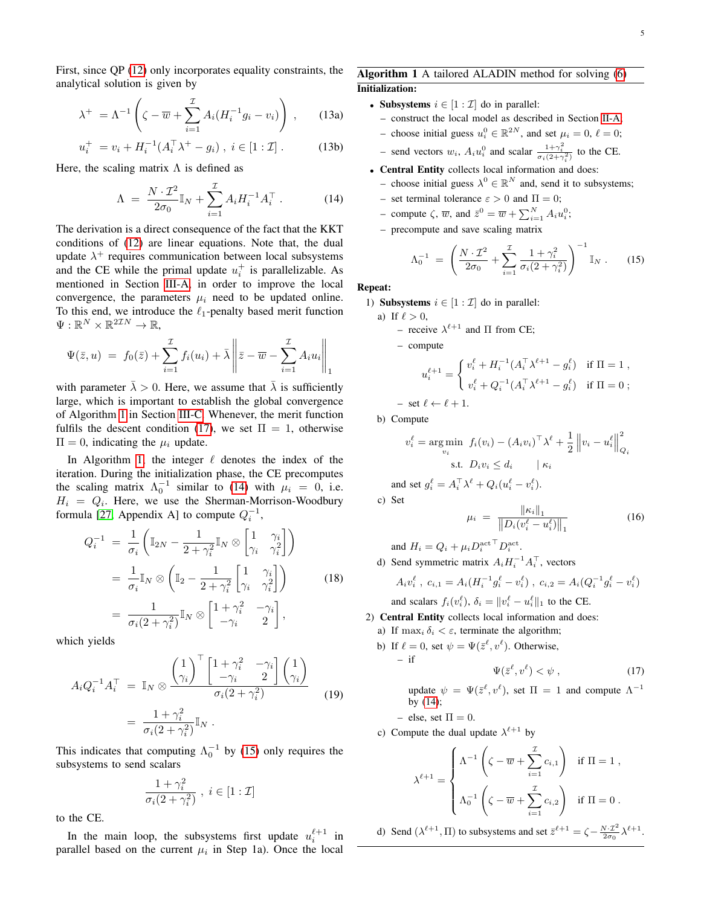First, since QP (12) only incorporates equality constraints, the analytical solution is given by

$$\lambda^{+} = \Lambda^{-1}\left(\zeta - \overline{w} + \sum_{i=1}^{\mathcal{I}} A_i(H_i^{-1}g_i - v_i)\right) , \tag{13a}$$

$$u_i^{+} = v_i + H_i^{-1}(A_i^\top \lambda^{+} - g_i) \ , \ i \in [1:\mathcal{I}] \ . \tag{13b}$$

Here, the scaling matrix $\Lambda$ is defined as

$$\Lambda \ = \ \frac{N\cdot\mathcal{I}^2}{2\sigma_0}\mathbb{I}_N + \sum_{i=1}^{\mathcal{I}} A_i H_i^{-1} A_i^\top \ . \tag{14}$$

The derivation is a direct consequence of the fact that the KKT conditions of (12) are linear equations. Note that, the dual update $\lambda^+$ requires communication between local subsystems and the CE while the primal update $u_i^+$ is parallelizable. As mentioned in Section III-A, in order to improve the local convergence, the parameters $\mu_i$ need to be updated online. To this end, we introduce the $\ell_1$-penalty based merit function $\Psi : \mathbb{R}^N \times \mathbb{R}^{2\mathcal{I}N} \to \mathbb{R}$,

$$\Psi(\bar{z}, u) \ = \ f_0(\bar{z}) + \sum_{i=1}^{\mathcal{I}} f_i(u_i) + \bar{\lambda}\left\| \bar{z} - \overline{w} - \sum_{i=1}^{\mathcal{I}} A_i u_i \right\|_1$$

with parameter $\bar{\lambda} > 0$. Here, we assume that $\bar{\lambda}$ is sufficiently large, which is important to establish the global convergence of Algorithm 1 in Section III-C. Whenever, the merit function fulfils the descent condition (17), we set $\Pi = 1$, otherwise $\Pi = 0$, indicating the $\mu_i$ update.

In Algorithm 1, the integer $\ell$ denotes the index of the iteration. During the initialization phase, the CE precomputes the scaling matrix $\Lambda_0^{-1}$ similar to (14) with $\mu_i = 0$, i.e. $H_i = Q_i$. Here, we use the Sherman-Morrison-Woodbury formula [27, Appendix A] to compute $Q_i^{-1}$,

$$\begin{aligned} Q_i^{-1} \ &= \ \frac{1}{\sigma_i}\left(\mathbb{I}_{2N} - \frac{1}{2+\gamma_i^2}\mathbb{I}_N \otimes \begin{bmatrix} 1 & \gamma_i \\ \gamma_i & \gamma_i^2 \end{bmatrix}\right) \\ &= \ \frac{1}{\sigma_i}\mathbb{I}_N \otimes \left(\mathbb{I}_2 - \frac{1}{2+\gamma_i^2}\begin{bmatrix} 1 & \gamma_i \\ \gamma_i & \gamma_i^2 \end{bmatrix}\right) \\ &= \ \frac{1}{\sigma_i(2+\gamma_i^2)}\mathbb{I}_N \otimes \begin{bmatrix} 1+\gamma_i^2 & -\gamma_i \\ -\gamma_i & 2 \end{bmatrix} , \end{aligned} \tag{18}$$

which yields

$$\begin{aligned} A_i Q_i^{-1} A_i^\top \ &= \ \mathbb{I}_N \otimes \frac{\begin{pmatrix} 1 \\ \gamma_i \end{pmatrix}^\top \begin{bmatrix} 1+\gamma_i^2 & -\gamma_i \\ -\gamma_i & 2 \end{bmatrix} \begin{pmatrix} 1 \\ \gamma_i \end{pmatrix}}{\sigma_i(2+\gamma_i^2)} \\ &= \ \frac{1+\gamma_i^2}{\sigma_i(2+\gamma_i^2)}\mathbb{I}_N \ . \end{aligned} \tag{19}$$

This indicates that computing $\Lambda_0^{-1}$ by (15) only requires the subsystems to send scalars

$$\frac{1+\gamma_i^2}{\sigma_i(2+\gamma_i^2)} \ , \ i \in [1:\mathcal{I}]$$

to the CE.

In the main loop, the subsystems first update $u_i^{\ell+1}$ in parallel based on the current $\mu_i$ in Step 1a). Once the local

---

**Algorithm 1** A tailored ALADIN method for solving (6)

**Initialization:**

- **Subsystems** $i \in [1:\mathcal{I}]$ do in parallel:
  - construct the local model as described in Section II-A;
  - choose initial guess $u_i^0 \in \mathbb{R}^{2N}$, and set $\mu_i = 0$, $\ell = 0$;
  - send vectors $w_i$, $A_i u_i^0$ and scalar $\frac{1+\gamma_i^2}{\sigma_i(2+\gamma_i^2)}$ to the CE.
- **Central Entity** collects local information and does:
  - choose initial guess $\lambda^0 \in \mathbb{R}^N$ and, send it to subsystems;
  - set terminal tolerance $\varepsilon > 0$ and $\Pi = 0$;
  - compute $\zeta$, $\overline{w}$, and $\bar{z}^0 = \overline{w} + \sum_{i=1}^N A_i u_i^0$;
  - precompute and save scaling matrix

$$\Lambda_0^{-1} \ = \ \left(\frac{N\cdot\mathcal{I}^2}{2\sigma_0} + \sum_{i=1}^{\mathcal{I}} \frac{1+\gamma_i^2}{\sigma_i(2+\gamma_i^2)}\right)^{-1} \mathbb{I}_N \ . \tag{15}$$

**Repeat:**

1) **Subsystems** $i \in [1:\mathcal{I}]$ do in parallel:
   a) If $\ell > 0$,
      - receive $\lambda^{\ell+1}$ and $\Pi$ from CE;
      - compute
      $$u_i^{\ell+1} = \begin{cases} v_i^\ell + H_i^{-1}(A_i^\top \lambda^{\ell+1} - g_i^\ell) & \text{if } \Pi = 1 \ , \\ v_i^\ell + Q_i^{-1}(A_i^\top \lambda^{\ell+1} - g_i^\ell) & \text{if } \Pi = 0 \ ; \end{cases}$$
      - set $\ell \leftarrow \ell + 1$.

   b) Compute
   $$\begin{aligned} v_i^\ell = \arg\min_{v_i} \ & f_i(v_i) - (A_i v_i)^\top \lambda^\ell + \frac{1}{2}\left\| v_i - u_i^\ell \right\|_{Q_i}^2 \\ \text{s.t.} \ & D_i v_i \le d_i \qquad \mid \kappa_i \end{aligned}$$
   and set $g_i^\ell = A_i^\top \lambda^\ell + Q_i(u_i^\ell - v_i^\ell)$.

   c) Set
   $$\mu_i \ = \ \frac{\|\kappa_i\|_1}{\left\| D_i(v_i^\ell - u_i^\ell) \right\|_1} \tag{16}$$
   and $H_i = Q_i + \mu_i {D_i^{\text{act}}}^\top D_i^{\text{act}}$.

   d) Send symmetric matrix $A_i H_i^{-1} A_i^\top$, vectors
   $$A_i v_i^\ell \ , \ c_{i,1} = A_i(H_i^{-1}g_i^\ell - v_i^\ell) \ , \ c_{i,2} = A_i(Q_i^{-1}g_i^\ell - v_i^\ell)$$
   and scalars $f_i(v_i^\ell)$, $\delta_i = \|v_i^\ell - u_i^\ell\|_1$ to the CE.

2) **Central Entity** collects local information and does:
   a) If $\max_i \delta_i < \varepsilon$, terminate the algorithm;
   b) If $\ell = 0$, set $\psi = \Psi(\bar{z}^\ell, v^\ell)$. Otherwise,
      - if
      $$\Psi(\bar{z}^\ell, v^\ell) < \psi \ , \tag{17}$$
      update $\psi = \Psi(\bar{z}^\ell, v^\ell)$, set $\Pi = 1$ and compute $\Lambda^{-1}$ by (14);
      - else, set $\Pi = 0$.

   c) Compute the dual update $\lambda^{\ell+1}$ by
   $$\lambda^{\ell+1} = \begin{cases} \Lambda^{-1}\left(\zeta - \overline{w} + \sum_{i=1}^{\mathcal{I}} c_{i,1}\right) & \text{if } \Pi = 1 \ , \\ \Lambda_0^{-1}\left(\zeta - \overline{w} + \sum_{i=1}^{\mathcal{I}} c_{i,2}\right) & \text{if } \Pi = 0 \ . \end{cases}$$

   d) Send $(\lambda^{\ell+1}, \Pi)$ to subsystems and set $\bar{z}^{\ell+1} = \zeta - \frac{N\cdot\mathcal{I}^2}{2\sigma_0}\lambda^{\ell+1}$.

---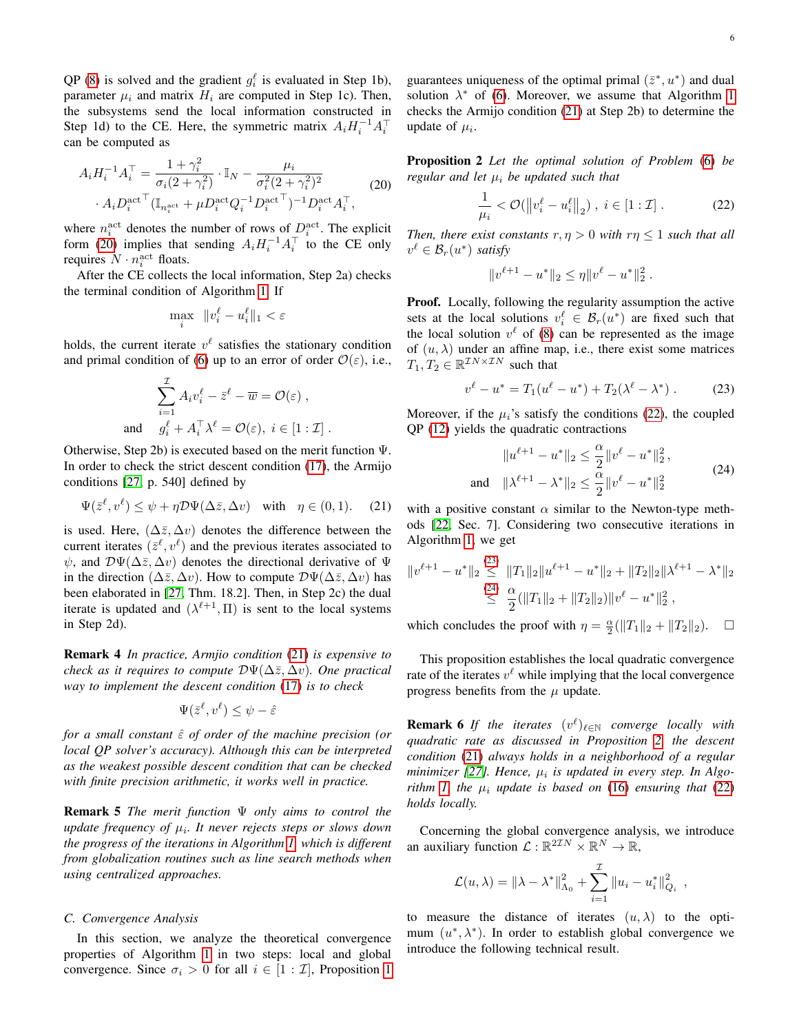QP (8) is solved and the gradient $g_i^\ell$ is evaluated in Step 1b), parameter $\mu_i$ and matrix $H_i$ are computed in Step 1c). Then, the subsystems send the local information constructed in Step 1d) to the CE. Here, the symmetric matrix $A_i H_i^{-1} A_i^\top$ can be computed as

$$
\begin{aligned}
A_i H_i^{-1} A_i^\top = & \frac{1+\gamma_i^2}{\sigma_i(2+\gamma_i^2)} \cdot \mathbb{I}_N - \frac{\mu_i}{\sigma_i^2(2+\gamma_i^2)^2} \\
& \cdot A_i {D_i^{\text{act}}}^\top (\mathbb{I}_{n_i^{\text{act}}} + \mu D_i^{\text{act}} Q_i^{-1} {D_i^{\text{act}}}^\top)^{-1} D_i^{\text{act}} A_i^\top ,
\end{aligned}
\tag{20}
$$

where $n_i^{\text{act}}$ denotes the number of rows of $D_i^{\text{act}}$. The explicit form (20) implies that sending $A_i H_i^{-1} A_i^\top$ to the CE only requires $N \cdot n_i^{\text{act}}$ floats.

After the CE collects the local information, Step 2a) checks the terminal condition of Algorithm 1. If

$$
\max_i \;\; \|v_i^\ell - u_i^\ell\|_1 < \varepsilon
$$

holds, the current iterate $v^\ell$ satisfies the stationary condition and primal condition of (6) up to an error of order $\mathcal{O}(\varepsilon)$, i.e.,

$$
\begin{aligned}
& \sum_{i=1}^{\mathcal{I}} A_i v_i^\ell - \bar{z}^\ell - \overline{w} = \mathcal{O}(\varepsilon) \;, \\
\text{and} \quad & g_i^\ell + A_i^\top \lambda^\ell = \mathcal{O}(\varepsilon), \; i \in [1:\mathcal{I}] \;.
\end{aligned}
$$

Otherwise, Step 2b) is executed based on the merit function $\Psi$. In order to check the strict descent condition (17), the Armijo conditions [27, p. 540] defined by

$$
\Psi(\bar{z}^\ell, v^\ell) \le \psi + \eta \mathcal{D}\Psi(\Delta \bar{z}, \Delta v) \quad \text{with} \quad \eta \in (0,1). \tag{21}
$$

is used. Here, $(\Delta \bar{z}, \Delta v)$ denotes the difference between the current iterates $(\bar{z}^\ell, v^\ell)$ and the previous iterates associated to $\psi$, and $\mathcal{D}\Psi(\Delta \bar{z}, \Delta v)$ denotes the directional derivative of $\Psi$ in the direction $(\Delta \bar{z}, \Delta v)$. How to compute $\mathcal{D}\Psi(\Delta \bar{z}, \Delta v)$ has been elaborated in [27, Thm. 18.2]. Then, in Step 2c) the dual iterate is updated and $(\lambda^{\ell+1}, \Pi)$ is sent to the local systems in Step 2d).

**Remark 4** *In practice, Armjio condition (21) is expensive to check as it requires to compute $\mathcal{D}\Psi(\Delta \bar{z}, \Delta v)$. One practical way to implement the descent condition (17) is to check*

$$
\Psi(\bar{z}^\ell, v^\ell) \le \psi - \hat{\varepsilon}
$$

*for a small constant $\hat{\varepsilon}$ of order of the machine precision (or local QP solver's accuracy). Although this can be interpreted as the weakest possible descent condition that can be checked with finite precision arithmetic, it works well in practice.*

**Remark 5** *The merit function $\Psi$ only aims to control the update frequency of $\mu_i$. It never rejects steps or slows down the progress of the iterations in Algorithm 1 which is different from globalization routines such as line search methods when using centralized approaches.*

### C. Convergence Analysis

In this section, we analyze the theoretical convergence properties of Algorithm 1 in two steps: local and global convergence. Since $\sigma_i > 0$ for all $i \in [1:\mathcal{I}]$, Proposition 1 guarantees uniqueness of the optimal primal $(\bar{z}^*, u^*)$ and dual solution $\lambda^*$ of (6). Moreover, we assume that Algorithm 1 checks the Armijo condition (21) at Step 2b) to determine the update of $\mu_i$.

**Proposition 2** *Let the optimal solution of Problem (6) be regular and let $\mu_i$ be updated such that*

$$
\frac{1}{\mu_i} < \mathcal{O}(\|v_i^\ell - u_i^\ell\|_2) \;, \; i \in [1:\mathcal{I}] \;. \tag{22}
$$

*Then, there exist constants $r, \eta > 0$ with $r\eta \le 1$ such that all $v^\ell \in \mathcal{B}_r(u^*)$ satisfy*

$$
\|v^{\ell+1} - u^*\|_2 \le \eta \|v^\ell - u^*\|_2^2 \;.
$$

**Proof.** Locally, following the regularity assumption the active sets at the local solutions $v_i^\ell \in \mathcal{B}_r(u^*)$ are fixed such that the local solution $v^\ell$ of (8) can be represented as the image of $(u, \lambda)$ under an affine map, i.e., there exist some matrices $T_1, T_2 \in \mathbb{R}^{\mathcal{I}N \times \mathcal{I}N}$ such that

$$
v^\ell - u^* = T_1(u^\ell - u^*) + T_2(\lambda^\ell - \lambda^*) \;. \tag{23}
$$

Moreover, if the $\mu_i$'s satisfy the conditions (22), the coupled QP (12) yields the quadratic contractions

$$
\begin{aligned}
& \|u^{\ell+1} - u^*\|_2 \le \frac{\alpha}{2}\|v^\ell - u^*\|_2^2 \,, \\
\text{and} \quad & \|\lambda^{\ell+1} - \lambda^*\|_2 \le \frac{\alpha}{2}\|v^\ell - u^*\|_2^2
\end{aligned}
\tag{24}
$$

with a positive constant $\alpha$ similar to the Newton-type methods [22, Sec. 7]. Considering two consecutive iterations in Algorithm 1, we get

$$
\begin{aligned}
\|v^{\ell+1} - u^*\|_2 & \overset{(23)}{\le} \|T_1\|_2 \|u^{\ell+1} - u^*\|_2 + \|T_2\|_2 \|\lambda^{\ell+1} - \lambda^*\|_2 \\
& \overset{(24)}{\le} \frac{\alpha}{2}(\|T_1\|_2 + \|T_2\|_2)\|v^\ell - u^*\|_2^2 \,,
\end{aligned}
$$

which concludes the proof with $\eta = \frac{\alpha}{2}(\|T_1\|_2 + \|T_2\|_2)$. $\square$

This proposition establishes the local quadratic convergence rate of the iterates $v^\ell$ while implying that the local convergence progress benefits from the $\mu$ update.

**Remark 6** *If the iterates $(v^\ell)_{\ell \in \mathbb{N}}$ converge locally with quadratic rate as discussed in Proposition 2, the descent condition (21) always holds in a neighborhood of a regular minimizer [27]. Hence, $\mu_i$ is updated in every step. In Algorithm 1, the $\mu_i$ update is based on (16) ensuring that (22) holds locally.*

Concerning the global convergence analysis, we introduce an auxiliary function $\mathcal{L} : \mathbb{R}^{2\mathcal{I}N} \times \mathbb{R}^N \to \mathbb{R}$,

$$
\mathcal{L}(u, \lambda) = \|\lambda - \lambda^*\|_{\Lambda_0}^2 + \sum_{i=1}^{\mathcal{I}} \|u_i - u_i^*\|_{Q_i}^2 \;,
$$

to measure the distance of iterates $(u, \lambda)$ to the optimum $(u^*, \lambda^*)$. In order to establish global convergence we introduce the following technical result.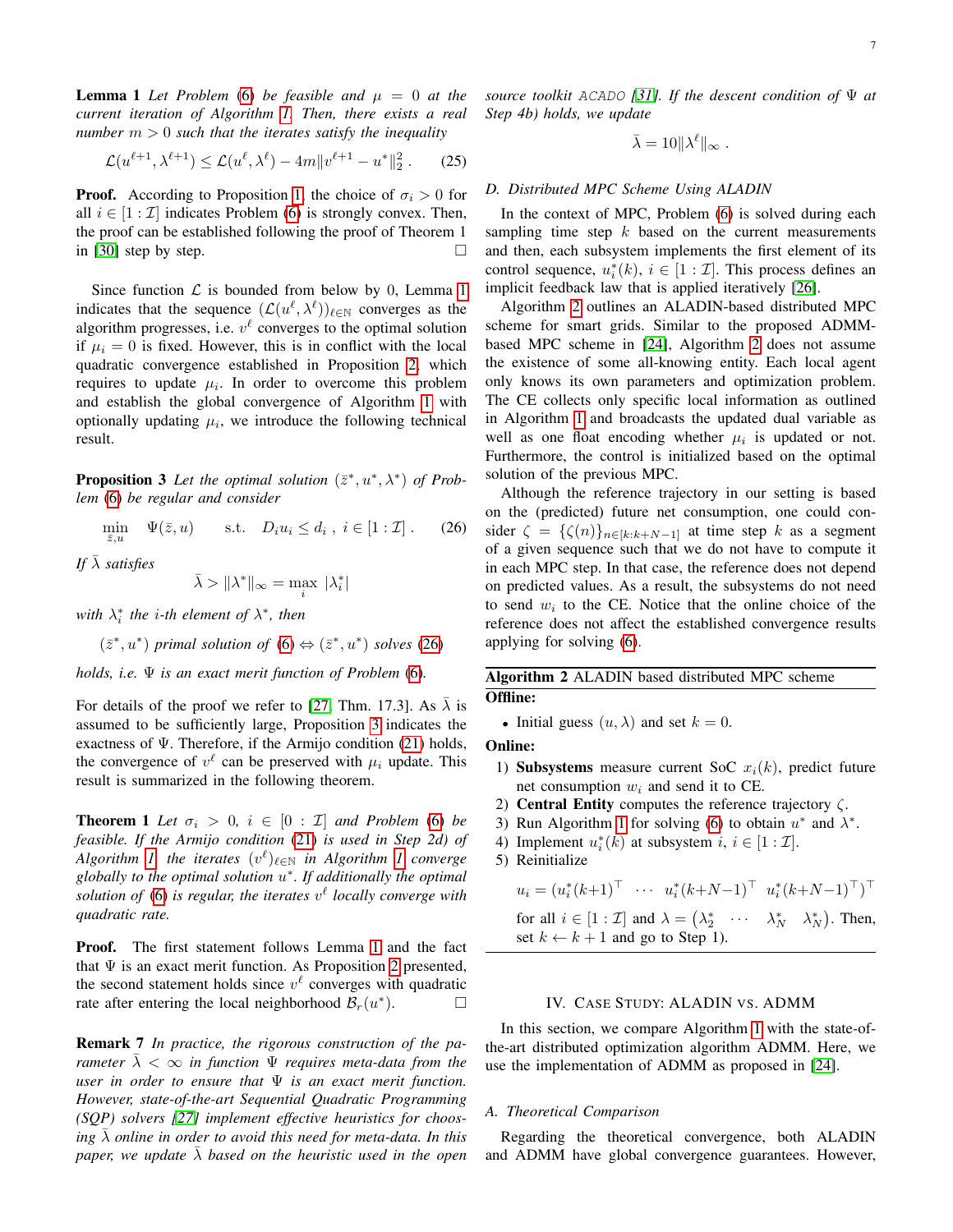**Lemma 1** *Let Problem (6) be feasible and $\mu = 0$ at the current iteration of Algorithm 1. Then, there exists a real number $m > 0$ such that the iterates satisfy the inequality*

$$\mathcal{L}(u^{\ell+1}, \lambda^{\ell+1}) \leq \mathcal{L}(u^{\ell}, \lambda^{\ell}) - 4m\|v^{\ell+1} - u^*\|_2^2 \,. \tag{25}$$

**Proof.** According to Proposition 1, the choice of $\sigma_i > 0$ for all $i \in [1 : \mathcal{I}]$ indicates Problem (6) is strongly convex. Then, the proof can be established following the proof of Theorem 1 in [30] step by step. □

Since function $\mathcal{L}$ is bounded from below by 0, Lemma 1 indicates that the sequence $(\mathcal{L}(u^{\ell}, \lambda^{\ell}))_{\ell \in \mathbb{N}}$ converges as the algorithm progresses, i.e. $v^{\ell}$ converges to the optimal solution if $\mu_i = 0$ is fixed. However, this is in conflict with the local quadratic convergence established in Proposition 2, which requires to update $\mu_i$. In order to overcome this problem and establish the global convergence of Algorithm 1 with optionally updating $\mu_i$, we introduce the following technical result.

**Proposition 3** *Let the optimal solution $(\bar{z}^*, u^*, \lambda^*)$ of Problem (6) be regular and consider*

$$\min_{\bar{z}, u} \quad \Psi(\bar{z}, u) \qquad \text{s.t.} \quad D_i u_i \leq d_i \ , \ i \in [1 : \mathcal{I}] \,. \tag{26}$$

*If $\bar{\lambda}$ satisfies*

$$\bar{\lambda} > \|\lambda^*\|_{\infty} = \max_i \ |\lambda_i^*|$$

*with $\lambda_i^*$ the $i$-th element of $\lambda^*$, then*

$$(\bar{z}^*, u^*) \text{ primal solution of (6)} \Leftrightarrow (\bar{z}^*, u^*) \text{ solves (26)}$$

*holds, i.e. $\Psi$ is an exact merit function of Problem (6).*

For details of the proof we refer to [27, Thm. 17.3]. As $\bar{\lambda}$ is assumed to be sufficiently large, Proposition 3 indicates the exactness of $\Psi$. Therefore, if the Armijo condition (21) holds, the convergence of $v^{\ell}$ can be preserved with $\mu_i$ update. This result is summarized in the following theorem.

**Theorem 1** *Let $\sigma_i > 0$, $i \in [0 : \mathcal{I}]$ and Problem (6) be feasible. If the Armijo condition (21) is used in Step 2d) of Algorithm 1, the iterates $(v^{\ell})_{\ell \in \mathbb{N}}$ in Algorithm 1 converge globally to the optimal solution $u^*$. If additionally the optimal solution of (6) is regular, the iterates $v^{\ell}$ locally converge with quadratic rate.*

**Proof.** The first statement follows Lemma 1 and the fact that $\Psi$ is an exact merit function. As Proposition 2 presented, the second statement holds since $v^{\ell}$ converges with quadratic rate after entering the local neighborhood $\mathcal{B}_r(u^*)$. □

**Remark 7** *In practice, the rigorous construction of the parameter $\bar{\lambda} < \infty$ in function $\Psi$ requires meta-data from the user in order to ensure that $\Psi$ is an exact merit function. However, state-of-the-art Sequential Quadratic Programming (SQP) solvers [27] implement effective heuristics for choosing $\bar{\lambda}$ online in order to avoid this need for meta-data. In this paper, we update $\bar{\lambda}$ based on the heuristic used in the open source toolkit ACADO [31]. If the descent condition of $\Psi$ at Step 4b) holds, we update*

$$\bar{\lambda} = 10\|\lambda^{\ell}\|_{\infty} \,.$$

### D. Distributed MPC Scheme Using ALADIN

In the context of MPC, Problem (6) is solved during each sampling time step $k$ based on the current measurements and then, each subsystem implements the first element of its control sequence, $u_i^*(k)$, $i \in [1 : \mathcal{I}]$. This process defines an implicit feedback law that is applied iteratively [26].

Algorithm 2 outlines an ALADIN-based distributed MPC scheme for smart grids. Similar to the proposed ADMM-based MPC scheme in [24], Algorithm 2 does not assume the existence of some all-knowing entity. Each local agent only knows its own parameters and optimization problem. The CE collects only specific local information as outlined in Algorithm 1 and broadcasts the updated dual variable as well as one float encoding whether $\mu_i$ is updated or not. Furthermore, the control is initialized based on the optimal solution of the previous MPC.

Although the reference trajectory in our setting is based on the (predicted) future net consumption, one could consider $\zeta = \{\zeta(n)\}_{n \in [k:k+N-1]}$ at time step $k$ as a segment of a given sequence such that we do not have to compute it in each MPC step. In that case, the reference does not depend on predicted values. As a result, the subsystems do not need to send $w_i$ to the CE. Notice that the online choice of the reference does not affect the established convergence results applying for solving (6).

---

**Algorithm 2** ALADIN based distributed MPC scheme

**Offline:**

- Initial guess $(u, \lambda)$ and set $k = 0$.

**Online:**

1) **Subsystems** measure current SoC $x_i(k)$, predict future net consumption $w_i$ and send it to CE.
2) **Central Entity** computes the reference trajectory $\zeta$.
3) Run Algorithm 1 for solving (6) to obtain $u^*$ and $\lambda^*$.
4) Implement $u_i^*(k)$ at subsystem $i$, $i \in [1 : \mathcal{I}]$.
5) Reinitialize

$$u_i = (u_i^*(k+1)^\top \ \ \cdots \ \ u_i^*(k+N-1)^\top \ \ u_i^*(k+N-1)^\top)^\top$$

for all $i \in [1 : \mathcal{I}]$ and $\lambda = \begin{pmatrix} \lambda_2^* & \cdots & \lambda_N^* & \lambda_N^* \end{pmatrix}$. Then, set $k \leftarrow k + 1$ and go to Step 1).

---

## IV. Case Study: ALADIN vs. ADMM

In this section, we compare Algorithm 1 with the state-of-the-art distributed optimization algorithm ADMM. Here, we use the implementation of ADMM as proposed in [24].

### A. Theoretical Comparison

Regarding the theoretical convergence, both ALADIN and ADMM have global convergence guarantees. However,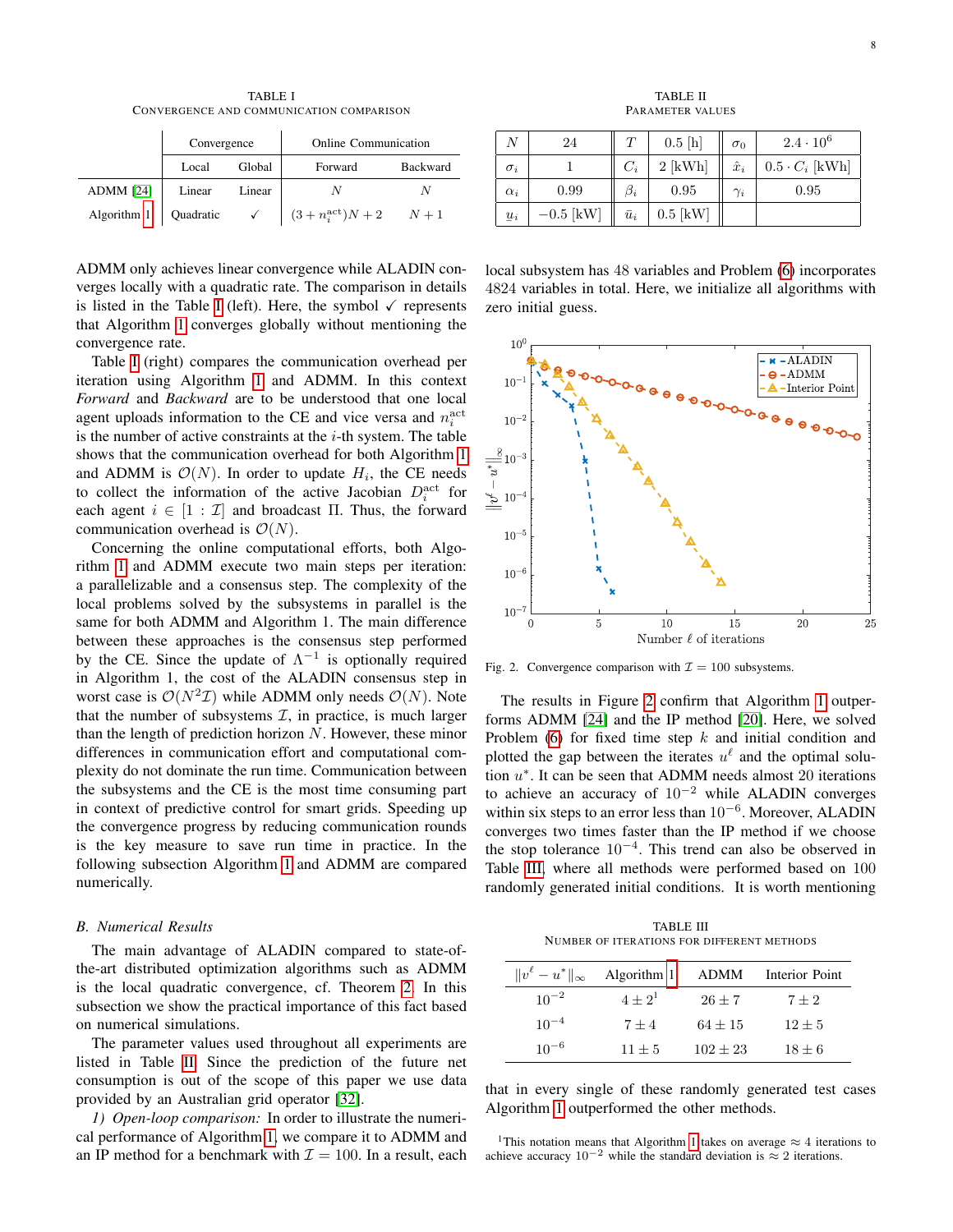TABLE I
CONVERGENCE AND COMMUNICATION COMPARISON

| | Convergence | | Online Communication | |
|---|---|---|---|---|
| | Local | Global | Forward | Backward |
| ADMM [24] | Linear | Linear | $N$ | $N$ |
| Algorithm 1 | Quadratic | ✓ | $(3 + n_i^{\text{act}})N + 2$ | $N + 1$ |

ADMM only achieves linear convergence while ALADIN converges locally with a quadratic rate. The comparison in details is listed in the Table I (left). Here, the symbol ✓ represents that Algorithm 1 converges globally without mentioning the convergence rate.

Table I (right) compares the communication overhead per iteration using Algorithm 1 and ADMM. In this context *Forward* and *Backward* are to be understood that one local agent uploads information to the CE and vice versa and $n_i^{\text{act}}$ is the number of active constraints at the $i$-th system. The table shows that the communication overhead for both Algorithm 1 and ADMM is $\mathcal{O}(N)$. In order to update $H_i$, the CE needs to collect the information of the active Jacobian $D_i^{\text{act}}$ for each agent $i \in [1 : \mathcal{I}]$ and broadcast $\Pi$. Thus, the forward communication overhead is $\mathcal{O}(N)$.

Concerning the online computational efforts, both Algorithm 1 and ADMM execute two main steps per iteration: a parallelizable and a consensus step. The complexity of the local problems solved by the subsystems in parallel is the same for both ADMM and Algorithm 1. The main difference between these approaches is the consensus step performed by the CE. Since the update of $\Lambda^{-1}$ is optionally required in Algorithm 1, the cost of the ALADIN consensus step in worst case is $\mathcal{O}(N^2\mathcal{I})$ while ADMM only needs $\mathcal{O}(N)$. Note that the number of subsystems $\mathcal{I}$, in practice, is much larger than the length of prediction horizon $N$. However, these minor differences in communication effort and computational complexity do not dominate the run time. Communication between the subsystems and the CE is the most time consuming part in context of predictive control for smart grids. Speeding up the convergence progress by reducing communication rounds is the key measure to save run time in practice. In the following subsection Algorithm 1 and ADMM are compared numerically.

## B. Numerical Results

The main advantage of ALADIN compared to state-of-the-art distributed optimization algorithms such as ADMM is the local quadratic convergence, cf. Theorem 2. In this subsection we show the practical importance of this fact based on numerical simulations.

The parameter values used throughout all experiments are listed in Table II. Since the prediction of the future net consumption is out of the scope of this paper we use data provided by an Australian grid operator [32].

*1) Open-loop comparison:* In order to illustrate the numerical performance of Algorithm 1, we compare it to ADMM and an IP method for a benchmark with $\mathcal{I} = 100$. In a result, each local subsystem has 48 variables and Problem (6) incorporates 4824 variables in total. Here, we initialize all algorithms with zero initial guess.

TABLE II
PARAMETER VALUES

| | | | | | |
|---|---|---|---|---|---|
| $N$ | 24 | $T$ | 0.5 [h] | $\sigma_0$ | $2.4 \cdot 10^6$ |
| $\sigma_i$ | 1 | $C_i$ | 2 [kWh] | $\hat{x}_i$ | $0.5 \cdot C_i$ [kWh] |
| $\alpha_i$ | 0.99 | $\beta_i$ | 0.95 | $\gamma_i$ | 0.95 |
| $\underline{u}_i$ | $-0.5$ [kW] | $\bar{u}_i$ | 0.5 [kW] | | |

Fig. 2. Convergence comparison with $\mathcal{I} = 100$ subsystems.

The results in Figure 2 confirm that Algorithm 1 outperforms ADMM [24] and the IP method [20]. Here, we solved Problem (6) for fixed time step $k$ and initial condition and plotted the gap between the iterates $u^\ell$ and the optimal solution $u^*$. It can be seen that ADMM needs almost 20 iterations to achieve an accuracy of $10^{-2}$ while ALADIN converges within six steps to an error less than $10^{-6}$. Moreover, ALADIN converges two times faster than the IP method if we choose the stop tolerance $10^{-4}$. This trend can also be observed in Table III, where all methods were performed based on 100 randomly generated initial conditions. It is worth mentioning that in every single of these randomly generated test cases Algorithm 1 outperformed the other methods.

TABLE III
NUMBER OF ITERATIONS FOR DIFFERENT METHODS

| $\|v^\ell - u^*\|_\infty$ | Algorithm 1 | ADMM | Interior Point |
|---|---|---|---|
| $10^{-2}$ | $4 \pm 2$[1] | $26 \pm 7$ | $7 \pm 2$ |
| $10^{-4}$ | $7 \pm 4$ | $64 \pm 15$ | $12 \pm 5$ |
| $10^{-6}$ | $11 \pm 5$ | $102 \pm 23$ | $18 \pm 6$ |

[1] This notation means that Algorithm 1 takes on average $\approx 4$ iterations to achieve accuracy $10^{-2}$ while the standard deviation is $\approx 2$ iterations.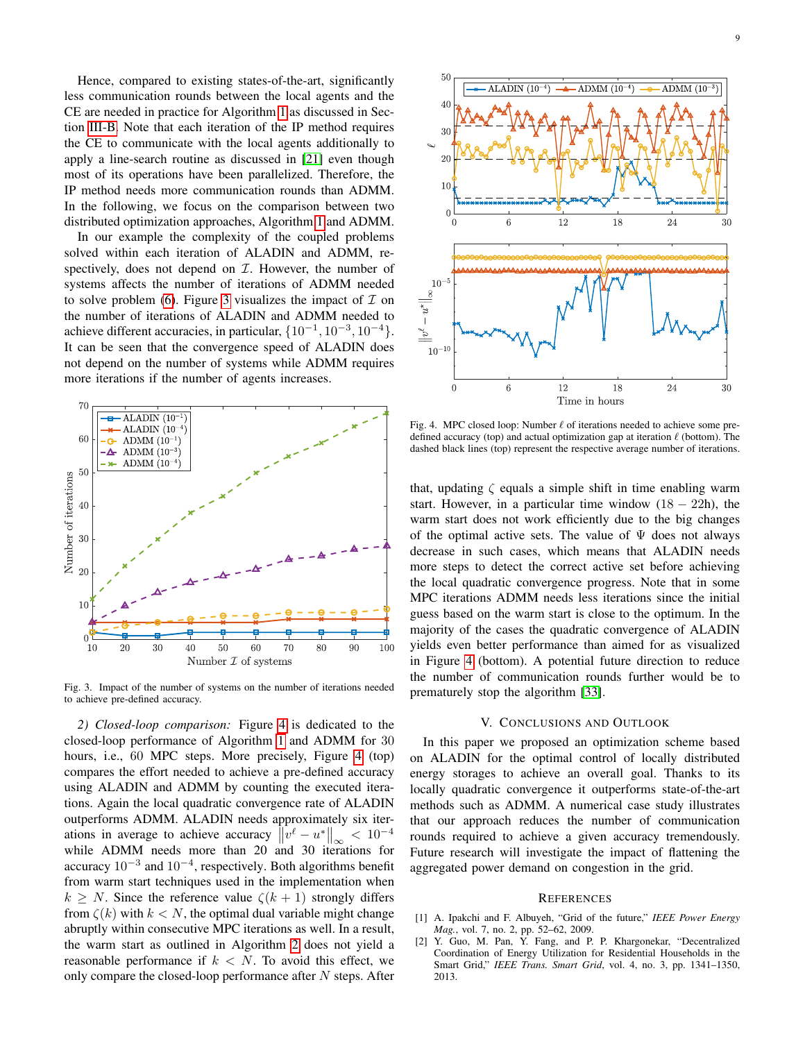Hence, compared to existing states-of-the-art, significantly less communication rounds between the local agents and the CE are needed in practice for Algorithm 1 as discussed in Section III-B. Note that each iteration of the IP method requires the CE to communicate with the local agents additionally to apply a line-search routine as discussed in [21] even though most of its operations have been parallelized. Therefore, the IP method needs more communication rounds than ADMM. In the following, we focus on the comparison between two distributed optimization approaches, Algorithm 1 and ADMM.

In our example the complexity of the coupled problems solved within each iteration of ALADIN and ADMM, respectively, does not depend on $\mathcal{I}$. However, the number of systems affects the number of iterations of ADMM needed to solve problem (6). Figure 3 visualizes the impact of $\mathcal{I}$ on the number of iterations of ALADIN and ADMM needed to achieve different accuracies, in particular, $\{10^{-1}, 10^{-3}, 10^{-4}\}$. It can be seen that the convergence speed of ALADIN does not depend on the number of systems while ADMM requires more iterations if the number of agents increases.

Fig. 3. Impact of the number of systems on the number of iterations needed to achieve pre-defined accuracy.

*2) Closed-loop comparison:* Figure 4 is dedicated to the closed-loop performance of Algorithm 1 and ADMM for 30 hours, i.e., 60 MPC steps. More precisely, Figure 4 (top) compares the effort needed to achieve a pre-defined accuracy using ALADIN and ADMM by counting the executed iterations. Again the local quadratic convergence rate of ALADIN outperforms ADMM. ALADIN needs approximately six iterations in average to achieve accuracy $\left\|v^\ell - u^*\right\|_\infty < 10^{-4}$ while ADMM needs more than 20 and 30 iterations for accuracy $10^{-3}$ and $10^{-4}$, respectively. Both algorithms benefit from warm start techniques used in the implementation when $k \geq N$. Since the reference value $\zeta(k+1)$ strongly differs from $\zeta(k)$ with $k < N$, the optimal dual variable might change abruptly within consecutive MPC iterations as well. In a result, the warm start as outlined in Algorithm 2 does not yield a reasonable performance if $k < N$. To avoid this effect, we only compare the closed-loop performance after $N$ steps. After that, updating $\zeta$ equals a simple shift in time enabling warm start. However, in a particular time window $(18-22\text{h})$, the warm start does not work efficiently due to the big changes of the optimal active sets. The value of $\Psi$ does not always decrease in such cases, which means that ALADIN needs more steps to detect the correct active set before achieving the local quadratic convergence progress. Note that in some MPC iterations ADMM needs less iterations since the initial guess based on the warm start is close to the optimum. In the majority of the cases the quadratic convergence of ALADIN yields even better performance than aimed for as visualized in Figure 4 (bottom). A potential future direction to reduce the number of communication rounds further would be to prematurely stop the algorithm [33].

Fig. 4. MPC closed loop: Number $\ell$ of iterations needed to achieve some pre-defined accuracy (top) and actual optimization gap at iteration $\ell$ (bottom). The dashed black lines (top) represent the respective average number of iterations.

## V. Conclusions and Outlook

In this paper we proposed an optimization scheme based on ALADIN for the optimal control of locally distributed energy storages to achieve an overall goal. Thanks to its locally quadratic convergence it outperforms state-of-the-art methods such as ADMM. A numerical case study illustrates that our approach reduces the number of communication rounds required to achieve a given accuracy tremendously. Future research will investigate the impact of flattening the aggregated power demand on congestion in the grid.

## References

[1] A. Ipakchi and F. Albuyeh, "Grid of the future," *IEEE Power Energy Mag.*, vol. 7, no. 2, pp. 52–62, 2009.

[2] Y. Guo, M. Pan, Y. Fang, and P. P. Khargonekar, "Decentralized Coordination of Energy Utilization for Residential Households in the Smart Grid," *IEEE Trans. Smart Grid*, vol. 4, no. 3, pp. 1341–1350, 2013.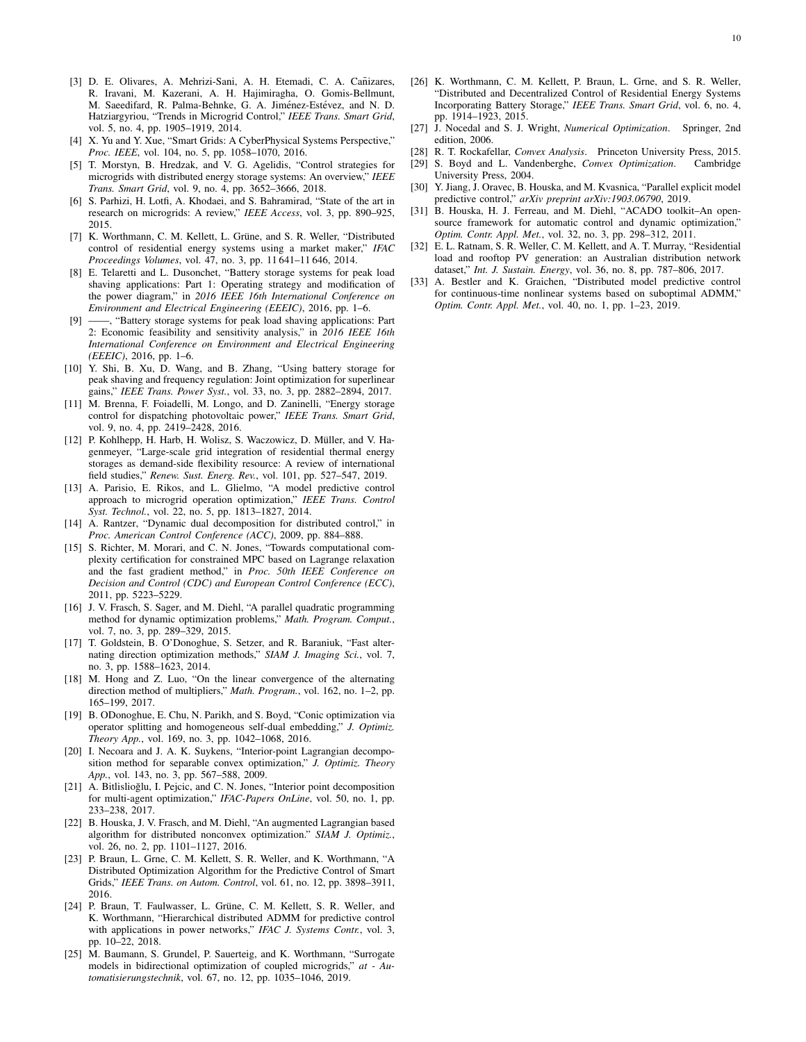- [3] D. E. Olivares, A. Mehrizi-Sani, A. H. Etemadi, C. A. Cañizares, R. Iravani, M. Kazerani, A. H. Hajimiragha, O. Gomis-Bellmunt, M. Saeedifard, R. Palma-Behnke, G. A. Jiménez-Estévez, and N. D. Hatziargyriou, "Trends in Microgrid Control," *IEEE Trans. Smart Grid*, vol. 5, no. 4, pp. 1905–1919, 2014.
- [4] X. Yu and Y. Xue, "Smart Grids: A CyberPhysical Systems Perspective," *Proc. IEEE*, vol. 104, no. 5, pp. 1058–1070, 2016.
- [5] T. Morstyn, B. Hredzak, and V. G. Agelidis, "Control strategies for microgrids with distributed energy storage systems: An overview," *IEEE Trans. Smart Grid*, vol. 9, no. 4, pp. 3652–3666, 2018.
- [6] S. Parhizi, H. Lotfi, A. Khodaei, and S. Bahramirad, "State of the art in research on microgrids: A review," *IEEE Access*, vol. 3, pp. 890–925, 2015.
- [7] K. Worthmann, C. M. Kellett, L. Grüne, and S. R. Weller, "Distributed control of residential energy systems using a market maker," *IFAC Proceedings Volumes*, vol. 47, no. 3, pp. 11 641–11 646, 2014.
- [8] E. Telaretti and L. Dusonchet, "Battery storage systems for peak load shaving applications: Part 1: Operating strategy and modification of the power diagram," in *2016 IEEE 16th International Conference on Environment and Electrical Engineering (EEEIC)*, 2016, pp. 1–6.
- [9] ——, "Battery storage systems for peak load shaving applications: Part 2: Economic feasibility and sensitivity analysis," in *2016 IEEE 16th International Conference on Environment and Electrical Engineering (EEEIC)*, 2016, pp. 1–6.
- [10] Y. Shi, B. Xu, D. Wang, and B. Zhang, "Using battery storage for peak shaving and frequency regulation: Joint optimization for superlinear gains," *IEEE Trans. Power Syst.*, vol. 33, no. 3, pp. 2882–2894, 2017.
- [11] M. Brenna, F. Foiadelli, M. Longo, and D. Zaninelli, "Energy storage control for dispatching photovoltaic power," *IEEE Trans. Smart Grid*, vol. 9, no. 4, pp. 2419–2428, 2016.
- [12] P. Kohlhepp, H. Harb, H. Wolisz, S. Waczowicz, D. Müller, and V. Hagenmeyer, "Large-scale grid integration of residential thermal energy storages as demand-side flexibility resource: A review of international field studies," *Renew. Sust. Energ. Rev.*, vol. 101, pp. 527–547, 2019.
- [13] A. Parisio, E. Rikos, and L. Glielmo, "A model predictive control approach to microgrid operation optimization," *IEEE Trans. Control Syst. Technol.*, vol. 22, no. 5, pp. 1813–1827, 2014.
- [14] A. Rantzer, "Dynamic dual decomposition for distributed control," in *Proc. American Control Conference (ACC)*, 2009, pp. 884–888.
- [15] S. Richter, M. Morari, and C. N. Jones, "Towards computational complexity certification for constrained MPC based on Lagrange relaxation and the fast gradient method," in *Proc. 50th IEEE Conference on Decision and Control (CDC) and European Control Conference (ECC)*, 2011, pp. 5223–5229.
- [16] J. V. Frasch, S. Sager, and M. Diehl, "A parallel quadratic programming method for dynamic optimization problems," *Math. Program. Comput.*, vol. 7, no. 3, pp. 289–329, 2015.
- [17] T. Goldstein, B. O'Donoghue, S. Setzer, and R. Baraniuk, "Fast alternating direction optimization methods," *SIAM J. Imaging Sci.*, vol. 7, no. 3, pp. 1588–1623, 2014.
- [18] M. Hong and Z. Luo, "On the linear convergence of the alternating direction method of multipliers," *Math. Program.*, vol. 162, no. 1–2, pp. 165–199, 2017.
- [19] B. ODonoghue, E. Chu, N. Parikh, and S. Boyd, "Conic optimization via operator splitting and homogeneous self-dual embedding," *J. Optimiz. Theory App.*, vol. 169, no. 3, pp. 1042–1068, 2016.
- [20] I. Necoara and J. A. K. Suykens, "Interior-point Lagrangian decomposition method for separable convex optimization," *J. Optimiz. Theory App.*, vol. 143, no. 3, pp. 567–588, 2009.
- [21] A. Bitlislioğlu, I. Pejcic, and C. N. Jones, "Interior point decomposition for multi-agent optimization," *IFAC-Papers OnLine*, vol. 50, no. 1, pp. 233–238, 2017.
- [22] B. Houska, J. V. Frasch, and M. Diehl, "An augmented Lagrangian based algorithm for distributed nonconvex optimization." *SIAM J. Optimiz.*, vol. 26, no. 2, pp. 1101–1127, 2016.
- [23] P. Braun, L. Grne, C. M. Kellett, S. R. Weller, and K. Worthmann, "A Distributed Optimization Algorithm for the Predictive Control of Smart Grids," *IEEE Trans. on Autom. Control*, vol. 61, no. 12, pp. 3898–3911, 2016.
- [24] P. Braun, T. Faulwasser, L. Grüne, C. M. Kellett, S. R. Weller, and K. Worthmann, "Hierarchical distributed ADMM for predictive control with applications in power networks," *IFAC J. Systems Contr.*, vol. 3, pp. 10–22, 2018.
- [25] M. Baumann, S. Grundel, P. Sauerteig, and K. Worthmann, "Surrogate models in bidirectional optimization of coupled microgrids," *at - Automatisierungstechnik*, vol. 67, no. 12, pp. 1035–1046, 2019.
- [26] K. Worthmann, C. M. Kellett, P. Braun, L. Grne, and S. R. Weller, "Distributed and Decentralized Control of Residential Energy Systems Incorporating Battery Storage," *IEEE Trans. Smart Grid*, vol. 6, no. 4, pp. 1914–1923, 2015.
- [27] J. Nocedal and S. J. Wright, *Numerical Optimization*. Springer, 2nd edition, 2006.
- [28] R. T. Rockafellar, *Convex Analysis*. Princeton University Press, 2015.
- [29] S. Boyd and L. Vandenberghe, *Convex Optimization*. Cambridge University Press, 2004.
- [30] Y. Jiang, J. Oravec, B. Houska, and M. Kvasnica, "Parallel explicit model predictive control," *arXiv preprint arXiv:1903.06790*, 2019.
- [31] B. Houska, H. J. Ferreau, and M. Diehl, "ACADO toolkit–An open-source framework for automatic control and dynamic optimization," *Optim. Contr. Appl. Met.*, vol. 32, no. 3, pp. 298–312, 2011.
- [32] E. L. Ratnam, S. R. Weller, C. M. Kellett, and A. T. Murray, "Residential load and rooftop PV generation: an Australian distribution network dataset," *Int. J. Sustain. Energy*, vol. 36, no. 8, pp. 787–806, 2017.
- [33] A. Bestler and K. Graichen, "Distributed model predictive control for continuous-time nonlinear systems based on suboptimal ADMM," *Optim. Contr. Appl. Met.*, vol. 40, no. 1, pp. 1–23, 2019.